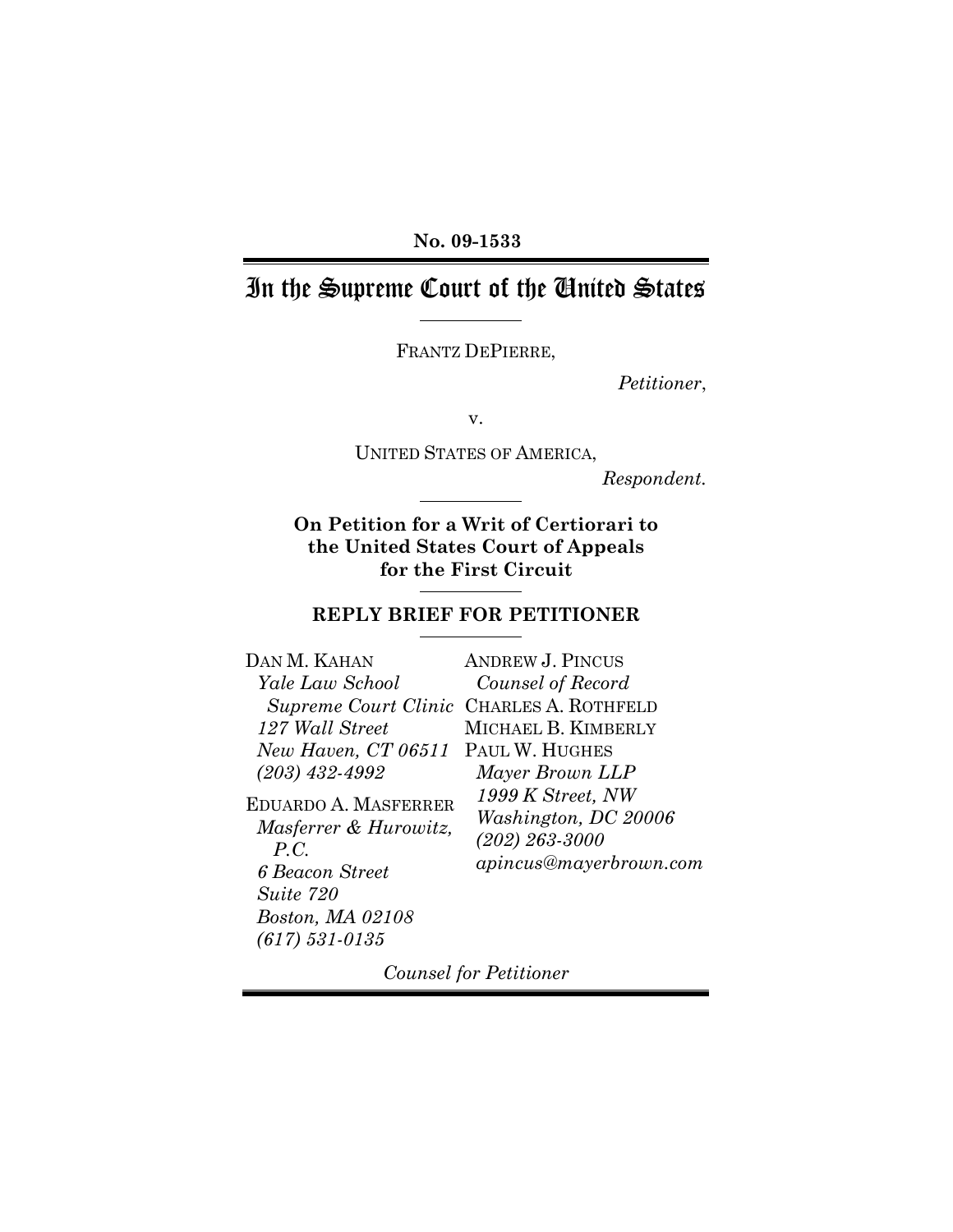**No. 09-1533**

# In the Supreme Court of the United States

FRANTZ DEPIERRE,

*Petitioner*,

v.

UNITED STATES OF AMERICA,

*Respondent*.

**On Petition for a Writ of Certiorari to the United States Court of Appeals for the First Circuit**

## REPLY BRIEF FOR PETITIONER

DAN M. KAHAN
*Yale Law School Supreme Court Clinic*
*127 Wall Street*
*New Haven, CT 06511*
*(203) 432-4992*

EDUARDO A. MASFERRER
*Masferrer & Hurowitz, P.C.*
*6 Beacon Street*
*Suite 720*
*Boston, MA 02108*
*(617) 531-0135*

ANDREW J. PINCUS
*Counsel of Record*
CHARLES A. ROTHFELD
MICHAEL B. KIMBERLY
PAUL W. HUGHES
*Mayer Brown LLP*
*1999 K Street, NW*
*Washington, DC 20006*
*(202) 263-3000*
*apincus@mayerbrown.com*

*Counsel for Petitioner*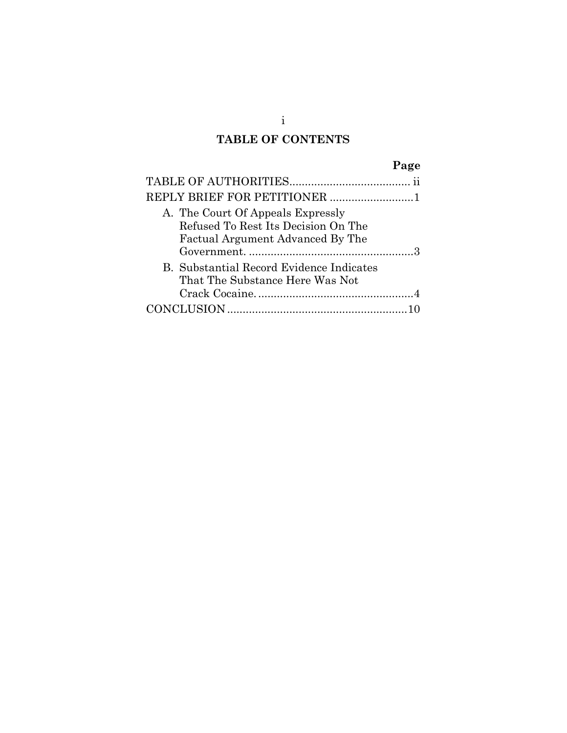# TABLE OF CONTENTS

| | Page |
|---|---|
| TABLE OF AUTHORITIES | ii |
| REPLY BRIEF FOR PETITIONER | 1 |
| A. The Court Of Appeals Expressly Refused To Rest Its Decision On The Factual Argument Advanced By The Government. | 3 |
| B. Substantial Record Evidence Indicates That The Substance Here Was Not Crack Cocaine. | 4 |
| CONCLUSION | 10 |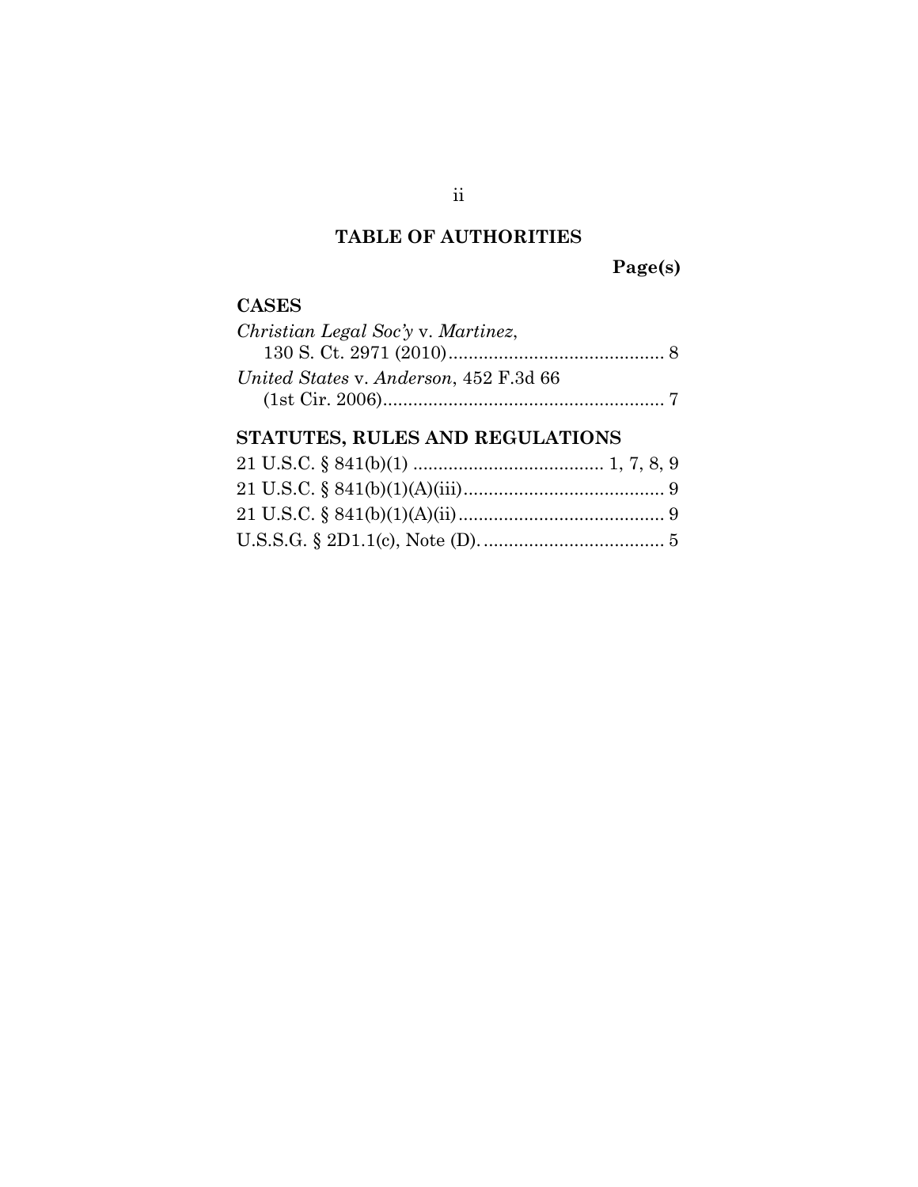# TABLE OF AUTHORITIES

**Page(s)**

## CASES

*Christian Legal Soc'y* v. *Martinez*, 130 S. Ct. 2971 (2010) .......................................... 8

*United States* v. *Anderson*, 452 F.3d 66 (1st Cir. 2006) ....................................................... 7

## STATUTES, RULES AND REGULATIONS

21 U.S.C. § 841(b)(1) ..................................... 1, 7, 8, 9

21 U.S.C. § 841(b)(1)(A)(iii) ........................................ 9

21 U.S.C. § 841(b)(1)(A)(ii) ......................................... 9

U.S.S.G. § 2D1.1(c), Note (D). .................................... 5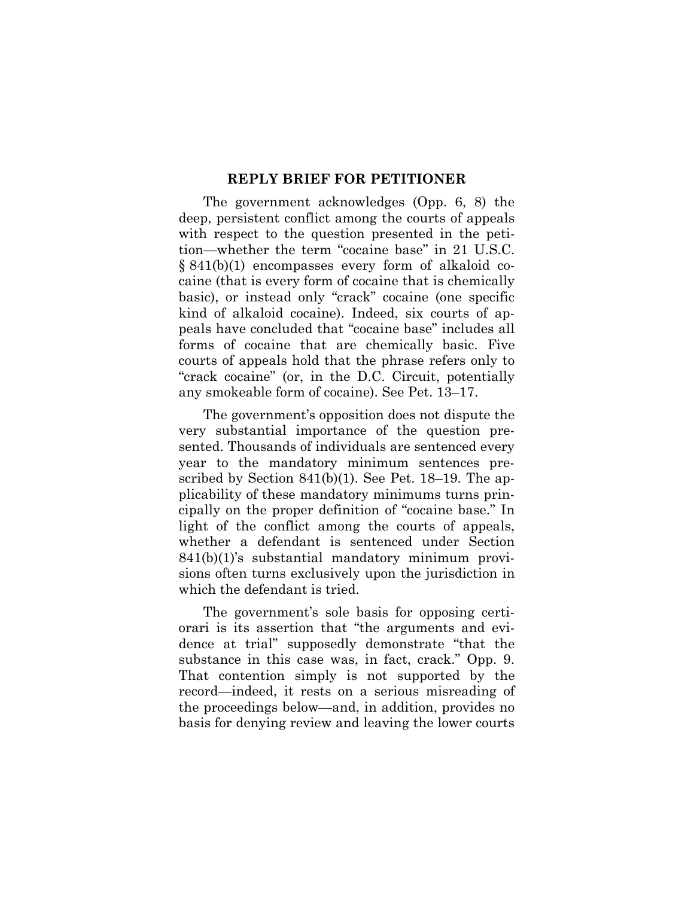## REPLY BRIEF FOR PETITIONER

The government acknowledges (Opp. 6, 8) the deep, persistent conflict among the courts of appeals with respect to the question presented in the petition—whether the term "cocaine base" in 21 U.S.C. § 841(b)(1) encompasses every form of alkaloid cocaine (that is every form of cocaine that is chemically basic), or instead only "crack" cocaine (one specific kind of alkaloid cocaine). Indeed, six courts of appeals have concluded that "cocaine base" includes all forms of cocaine that are chemically basic. Five courts of appeals hold that the phrase refers only to "crack cocaine" (or, in the D.C. Circuit, potentially any smokeable form of cocaine). See Pet. 13–17.

The government's opposition does not dispute the very substantial importance of the question presented. Thousands of individuals are sentenced every year to the mandatory minimum sentences prescribed by Section 841(b)(1). See Pet. 18–19. The applicability of these mandatory minimums turns principally on the proper definition of "cocaine base." In light of the conflict among the courts of appeals, whether a defendant is sentenced under Section 841(b)(1)'s substantial mandatory minimum provisions often turns exclusively upon the jurisdiction in which the defendant is tried.

The government's sole basis for opposing certiorari is its assertion that "the arguments and evidence at trial" supposedly demonstrate "that the substance in this case was, in fact, crack." Opp. 9. That contention simply is not supported by the record—indeed, it rests on a serious misreading of the proceedings below—and, in addition, provides no basis for denying review and leaving the lower courts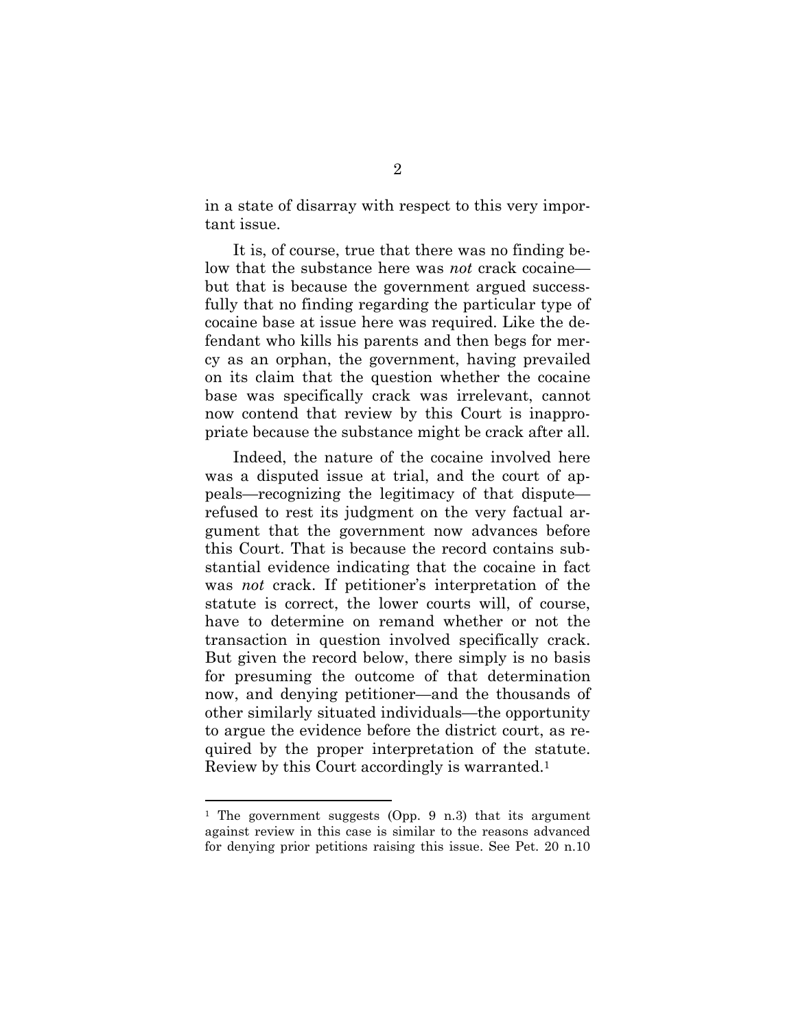in a state of disarray with respect to this very important issue.

It is, of course, true that there was no finding below that the substance here was *not* crack cocaine—but that is because the government argued successfully that no finding regarding the particular type of cocaine base at issue here was required. Like the defendant who kills his parents and then begs for mercy as an orphan, the government, having prevailed on its claim that the question whether the cocaine base was specifically crack was irrelevant, cannot now contend that review by this Court is inappropriate because the substance might be crack after all.

Indeed, the nature of the cocaine involved here was a disputed issue at trial, and the court of appeals—recognizing the legitimacy of that dispute—refused to rest its judgment on the very factual argument that the government now advances before this Court. That is because the record contains substantial evidence indicating that the cocaine in fact was *not* crack. If petitioner's interpretation of the statute is correct, the lower courts will, of course, have to determine on remand whether or not the transaction in question involved specifically crack. But given the record below, there simply is no basis for presuming the outcome of that determination now, and denying petitioner—and the thousands of other similarly situated individuals—the opportunity to argue the evidence before the district court, as required by the proper interpretation of the statute. Review by this Court accordingly is warranted.[1]

---

[1] The government suggests (Opp. 9 n.3) that its argument against review in this case is similar to the reasons advanced for denying prior petitions raising this issue. See Pet. 20 n.10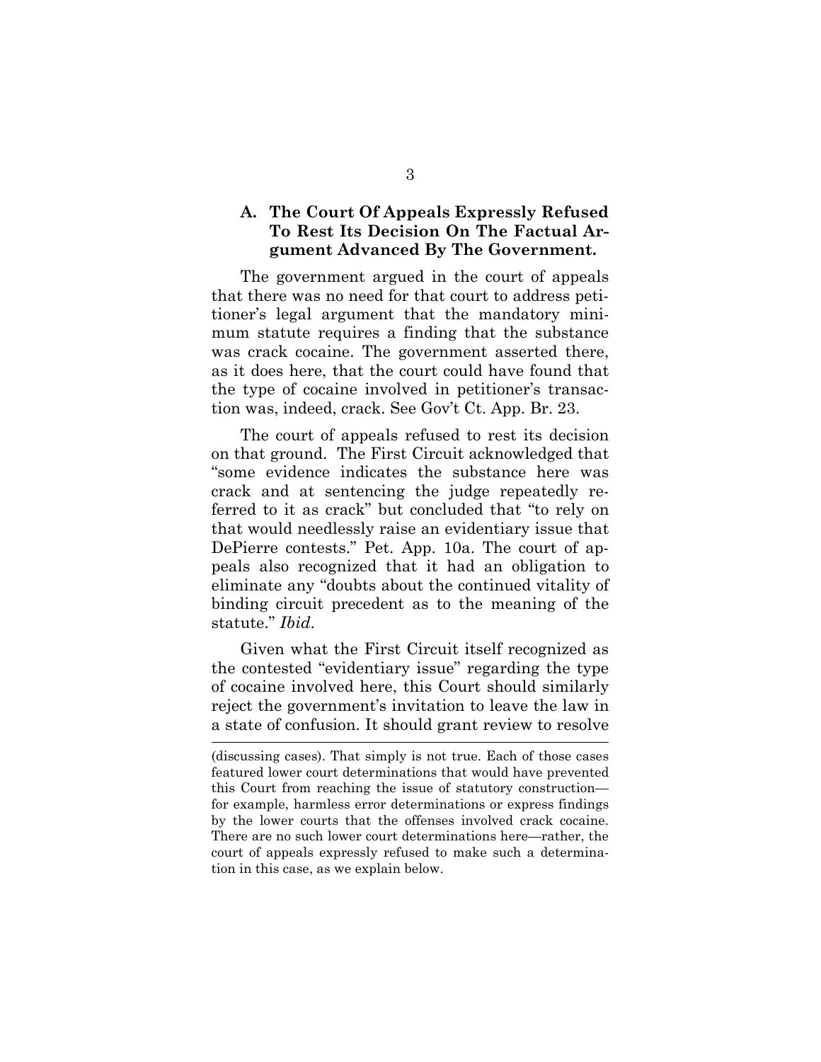### A. The Court Of Appeals Expressly Refused To Rest Its Decision On The Factual Argument Advanced By The Government.

The government argued in the court of appeals that there was no need for that court to address petitioner's legal argument that the mandatory minimum statute requires a finding that the substance was crack cocaine. The government asserted there, as it does here, that the court could have found that the type of cocaine involved in petitioner's transaction was, indeed, crack. See Gov't Ct. App. Br. 23.

The court of appeals refused to rest its decision on that ground. The First Circuit acknowledged that "some evidence indicates the substance here was crack and at sentencing the judge repeatedly referred to it as crack" but concluded that "to rely on that would needlessly raise an evidentiary issue that DePierre contests." Pet. App. 10a. The court of appeals also recognized that it had an obligation to eliminate any "doubts about the continued vitality of binding circuit precedent as to the meaning of the statute." *Ibid.*

Given what the First Circuit itself recognized as the contested "evidentiary issue" regarding the type of cocaine involved here, this Court should similarly reject the government's invitation to leave the law in a state of confusion. It should grant review to resolve

---

(discussing cases). That simply is not true. Each of those cases featured lower court determinations that would have prevented this Court from reaching the issue of statutory construction—for example, harmless error determinations or express findings by the lower courts that the offenses involved crack cocaine. There are no such lower court determinations here—rather, the court of appeals expressly refused to make such a determination in this case, as we explain below.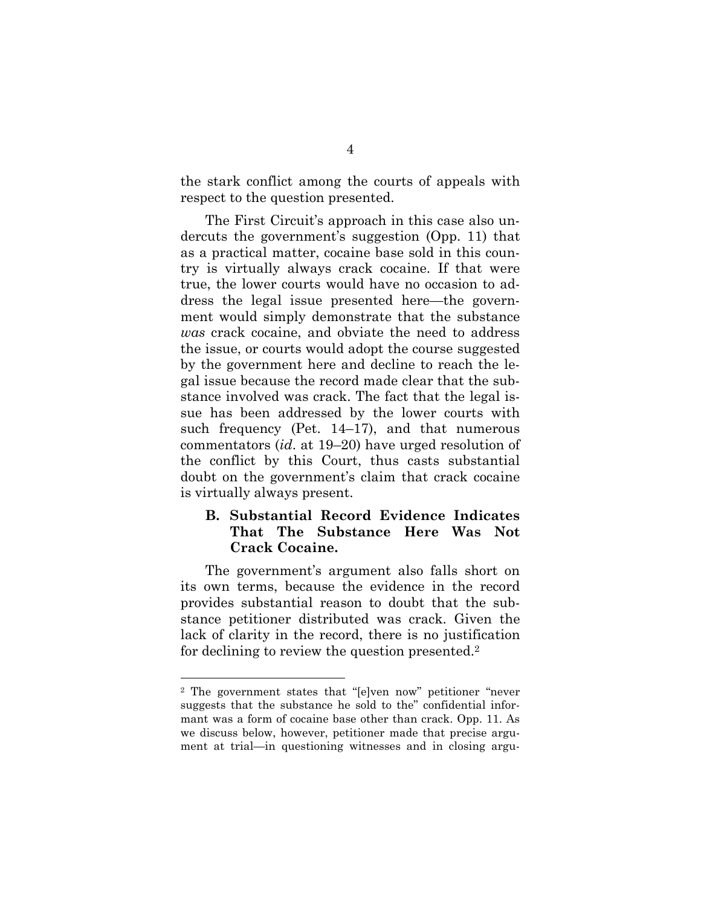the stark conflict among the courts of appeals with respect to the question presented.

The First Circuit's approach in this case also undercuts the government's suggestion (Opp. 11) that as a practical matter, cocaine base sold in this country is virtually always crack cocaine. If that were true, the lower courts would have no occasion to address the legal issue presented here—the government would simply demonstrate that the substance *was* crack cocaine, and obviate the need to address the issue, or courts would adopt the course suggested by the government here and decline to reach the legal issue because the record made clear that the substance involved was crack. The fact that the legal issue has been addressed by the lower courts with such frequency (Pet. 14–17), and that numerous commentators (*id*. at 19–20) have urged resolution of the conflict by this Court, thus casts substantial doubt on the government's claim that crack cocaine is virtually always present.

### B. Substantial Record Evidence Indicates That The Substance Here Was Not Crack Cocaine.

The government's argument also falls short on its own terms, because the evidence in the record provides substantial reason to doubt that the substance petitioner distributed was crack. Given the lack of clarity in the record, there is no justification for declining to review the question presented.[2]

---

[2] The government states that "[e]ven now" petitioner "never suggests that the substance he sold to the" confidential informant was a form of cocaine base other than crack. Opp. 11. As we discuss below, however, petitioner made that precise argument at trial—in questioning witnesses and in closing argu-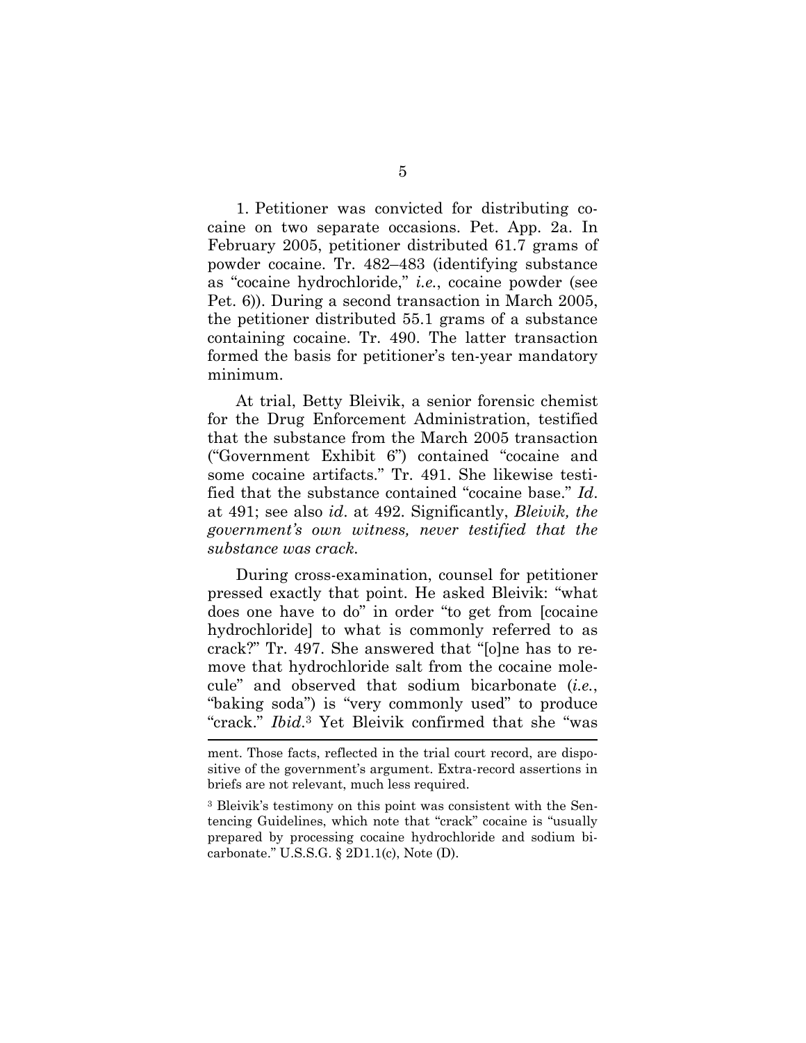1. Petitioner was convicted for distributing cocaine on two separate occasions. Pet. App. 2a. In February 2005, petitioner distributed 61.7 grams of powder cocaine. Tr. 482–483 (identifying substance as "cocaine hydrochloride," *i.e.*, cocaine powder (see Pet. 6)). During a second transaction in March 2005, the petitioner distributed 55.1 grams of a substance containing cocaine. Tr. 490. The latter transaction formed the basis for petitioner's ten-year mandatory minimum.

At trial, Betty Bleivik, a senior forensic chemist for the Drug Enforcement Administration, testified that the substance from the March 2005 transaction ("Government Exhibit 6") contained "cocaine and some cocaine artifacts." Tr. 491. She likewise testified that the substance contained "cocaine base." *Id*. at 491; see also *id*. at 492. Significantly, *Bleivik, the government's own witness, never testified that the substance was crack.*

During cross-examination, counsel for petitioner pressed exactly that point. He asked Bleivik: "what does one have to do" in order "to get from [cocaine hydrochloride] to what is commonly referred to as crack?" Tr. 497. She answered that "[o]ne has to remove that hydrochloride salt from the cocaine molecule" and observed that sodium bicarbonate (*i.e.*, "baking soda") is "very commonly used" to produce "crack." *Ibid*.[3] Yet Bleivik confirmed that she "was

ment. Those facts, reflected in the trial court record, are dispositive of the government's argument. Extra-record assertions in briefs are not relevant, much less required.

[3] Bleivik's testimony on this point was consistent with the Sentencing Guidelines, which note that "crack" cocaine is "usually prepared by processing cocaine hydrochloride and sodium bicarbonate." U.S.S.G. § 2D1.1(c), Note (D).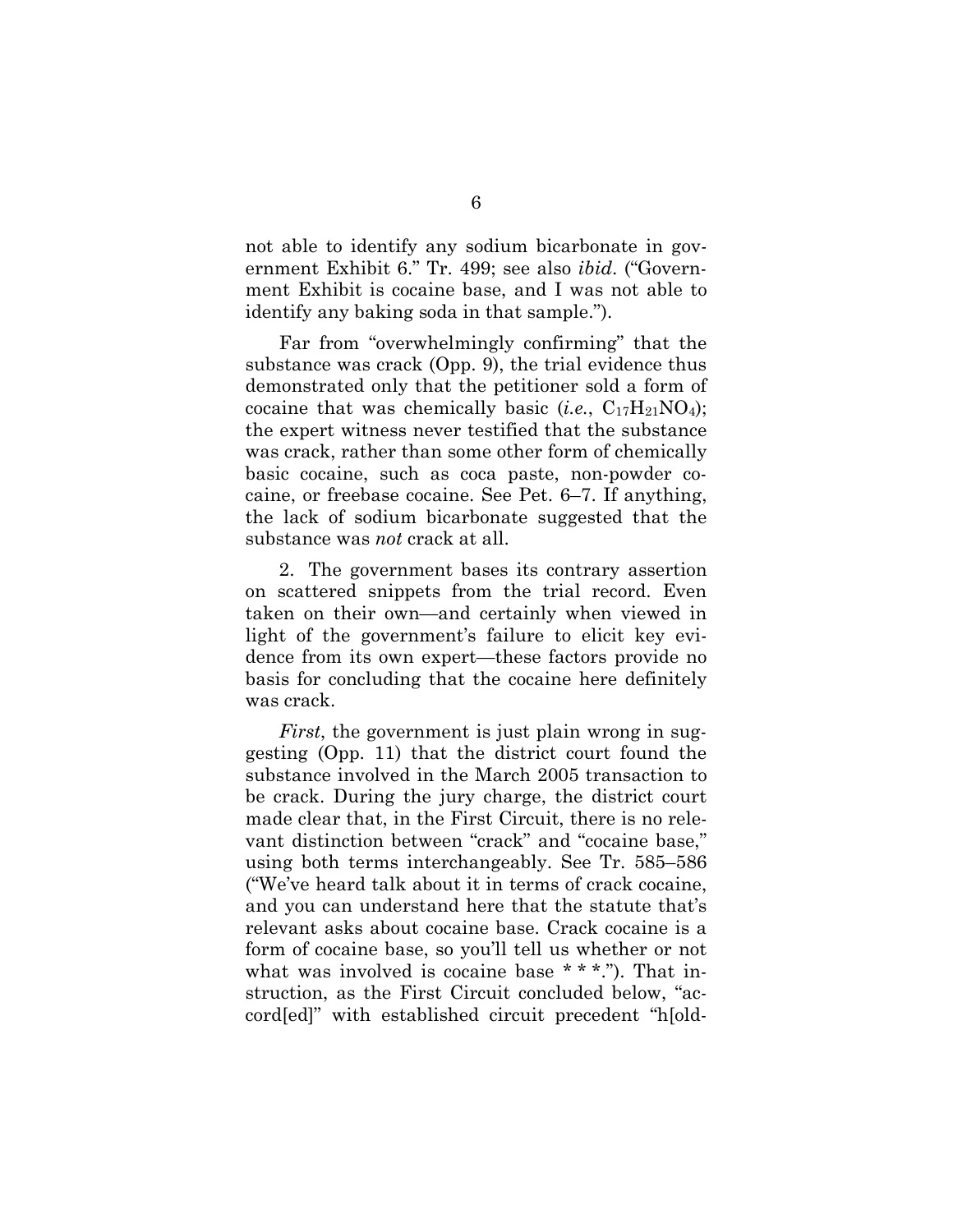not able to identify any sodium bicarbonate in government Exhibit 6." Tr. 499; see also *ibid*. ("Government Exhibit is cocaine base, and I was not able to identify any baking soda in that sample.").

Far from "overwhelmingly confirming" that the substance was crack (Opp. 9), the trial evidence thus demonstrated only that the petitioner sold a form of cocaine that was chemically basic (*i.e.*, $C_{17}H_{21}NO_4$); the expert witness never testified that the substance was crack, rather than some other form of chemically basic cocaine, such as coca paste, non-powder cocaine, or freebase cocaine. See Pet. 6–7. If anything, the lack of sodium bicarbonate suggested that the substance was *not* crack at all.

2. The government bases its contrary assertion on scattered snippets from the trial record. Even taken on their own—and certainly when viewed in light of the government's failure to elicit key evidence from its own expert—these factors provide no basis for concluding that the cocaine here definitely was crack.

*First*, the government is just plain wrong in suggesting (Opp. 11) that the district court found the substance involved in the March 2005 transaction to be crack. During the jury charge, the district court made clear that, in the First Circuit, there is no relevant distinction between "crack" and "cocaine base," using both terms interchangeably. See Tr. 585–586 ("We've heard talk about it in terms of crack cocaine, and you can understand here that the statute that's relevant asks about cocaine base. Crack cocaine is a form of cocaine base, so you'll tell us whether or not what was involved is cocaine base * * *."). That instruction, as the First Circuit concluded below, "accord[ed]" with established circuit precedent "h[old-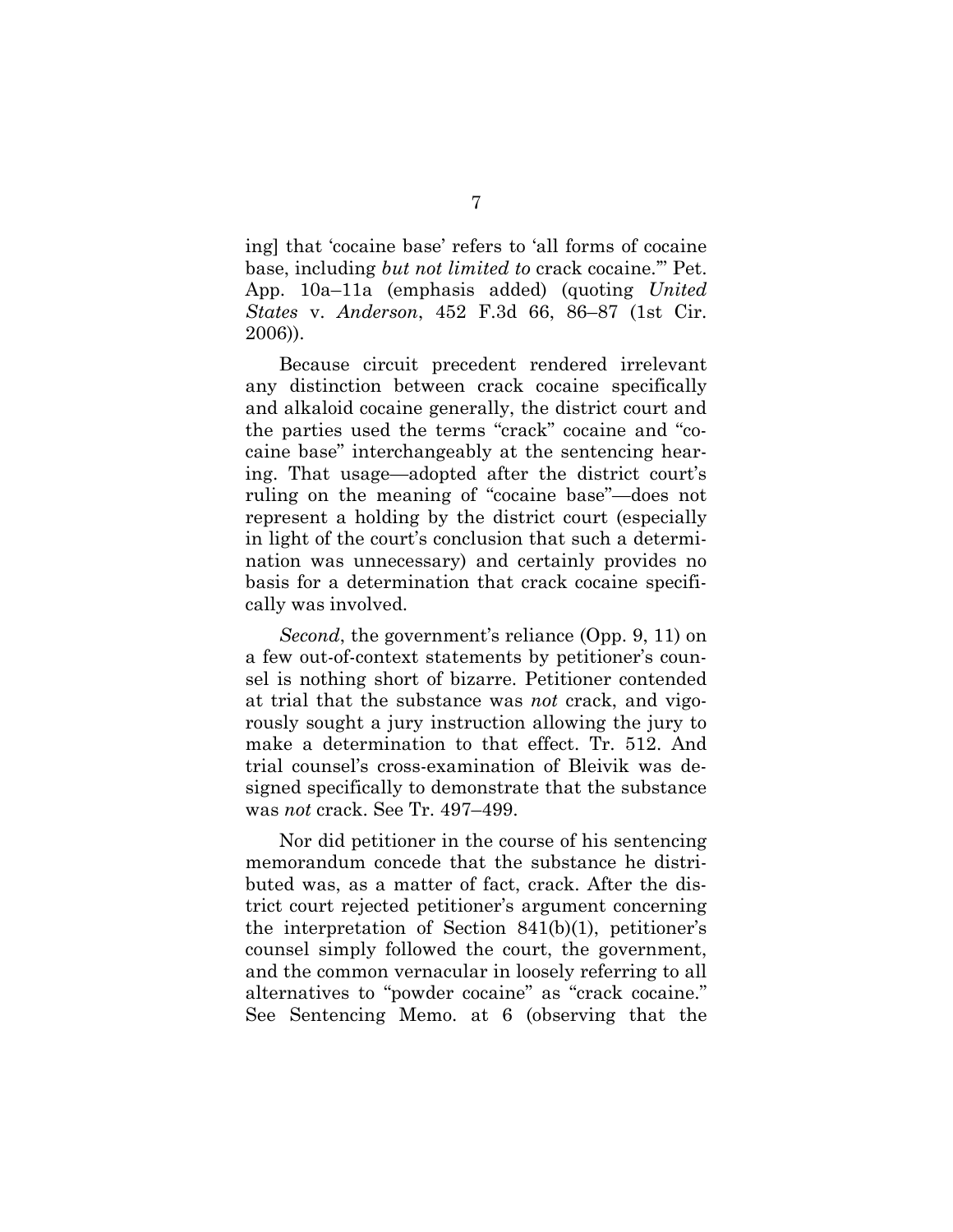ing] that 'cocaine base' refers to 'all forms of cocaine base, including *but not limited to* crack cocaine.'" Pet. App. 10a–11a (emphasis added) (quoting *United States* v. *Anderson*, 452 F.3d 66, 86–87 (1st Cir. 2006)).

Because circuit precedent rendered irrelevant any distinction between crack cocaine specifically and alkaloid cocaine generally, the district court and the parties used the terms "crack" cocaine and "cocaine base" interchangeably at the sentencing hearing. That usage—adopted after the district court's ruling on the meaning of "cocaine base"—does not represent a holding by the district court (especially in light of the court's conclusion that such a determination was unnecessary) and certainly provides no basis for a determination that crack cocaine specifically was involved.

*Second*, the government's reliance (Opp. 9, 11) on a few out-of-context statements by petitioner's counsel is nothing short of bizarre. Petitioner contended at trial that the substance was *not* crack, and vigorously sought a jury instruction allowing the jury to make a determination to that effect. Tr. 512. And trial counsel's cross-examination of Bleivik was designed specifically to demonstrate that the substance was *not* crack. See Tr. 497–499.

Nor did petitioner in the course of his sentencing memorandum concede that the substance he distributed was, as a matter of fact, crack. After the district court rejected petitioner's argument concerning the interpretation of Section 841(b)(1), petitioner's counsel simply followed the court, the government, and the common vernacular in loosely referring to all alternatives to "powder cocaine" as "crack cocaine." See Sentencing Memo. at 6 (observing that the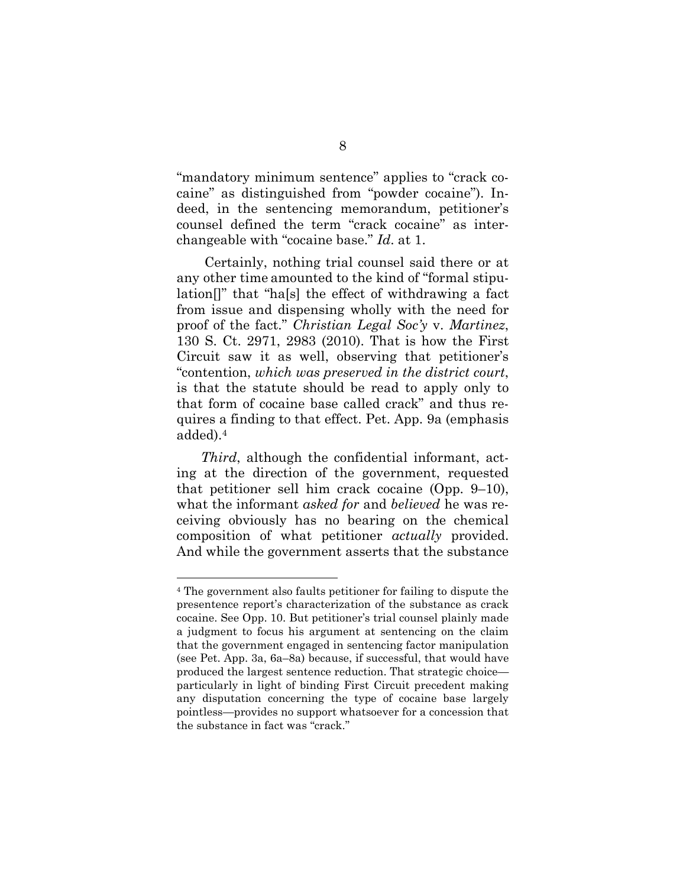"mandatory minimum sentence" applies to "crack cocaine" as distinguished from "powder cocaine"). Indeed, in the sentencing memorandum, petitioner's counsel defined the term "crack cocaine" as interchangeable with "cocaine base." *Id*. at 1.

Certainly, nothing trial counsel said there or at any other time amounted to the kind of "formal stipulation[]" that "ha[s] the effect of withdrawing a fact from issue and dispensing wholly with the need for proof of the fact." *Christian Legal Soc'y* v. *Martinez*, 130 S. Ct. 2971, 2983 (2010). That is how the First Circuit saw it as well, observing that petitioner's "contention, *which was preserved in the district court*, is that the statute should be read to apply only to that form of cocaine base called crack" and thus requires a finding to that effect. Pet. App. 9a (emphasis added).[4]

*Third*, although the confidential informant, acting at the direction of the government, requested that petitioner sell him crack cocaine (Opp. 9–10), what the informant *asked for* and *believed* he was receiving obviously has no bearing on the chemical composition of what petitioner *actually* provided. And while the government asserts that the substance

---

[4] The government also faults petitioner for failing to dispute the presentence report's characterization of the substance as crack cocaine. See Opp. 10. But petitioner's trial counsel plainly made a judgment to focus his argument at sentencing on the claim that the government engaged in sentencing factor manipulation (see Pet. App. 3a, 6a–8a) because, if successful, that would have produced the largest sentence reduction. That strategic choice—particularly in light of binding First Circuit precedent making any disputation concerning the type of cocaine base largely pointless—provides no support whatsoever for a concession that the substance in fact was "crack."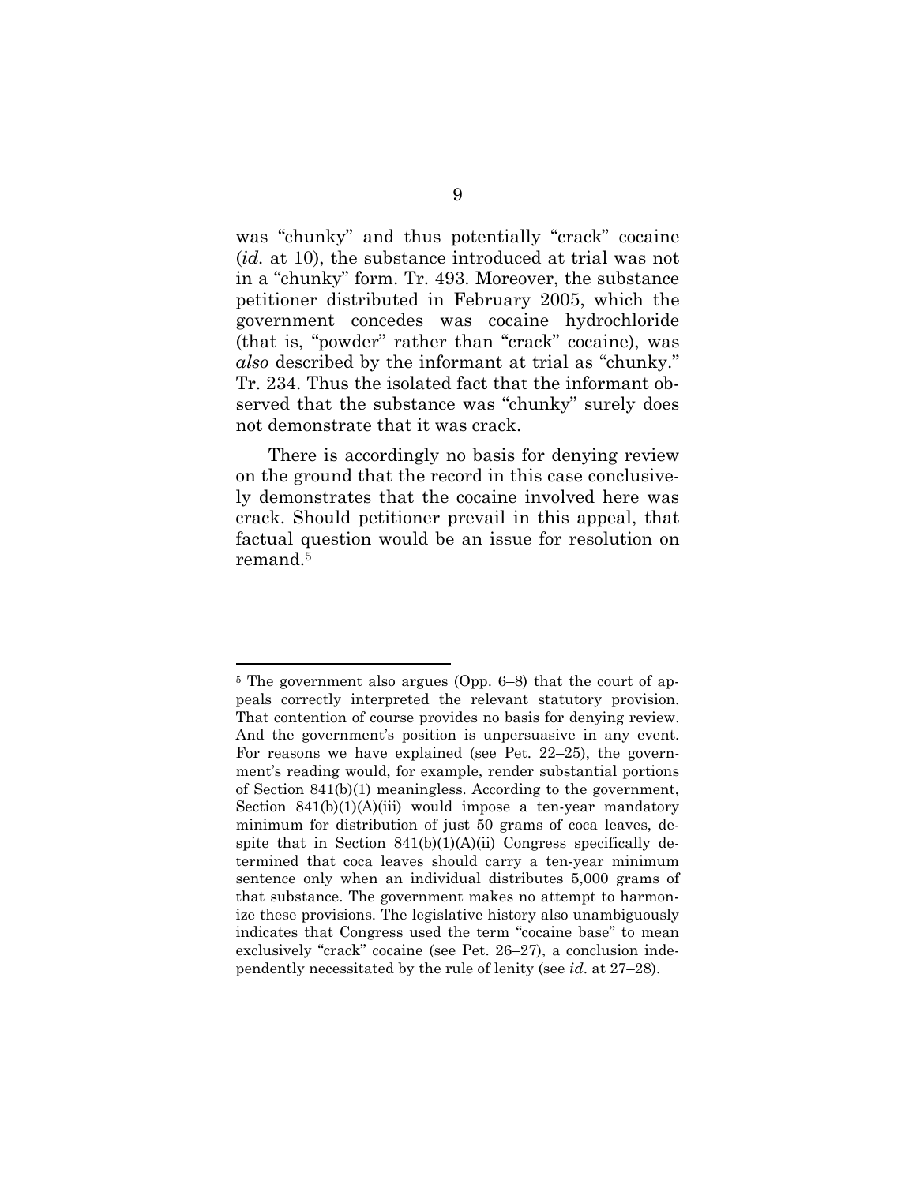was "chunky" and thus potentially "crack" cocaine (*id.* at 10), the substance introduced at trial was not in a "chunky" form. Tr. 493. Moreover, the substance petitioner distributed in February 2005, which the government concedes was cocaine hydrochloride (that is, "powder" rather than "crack" cocaine), was *also* described by the informant at trial as "chunky." Tr. 234. Thus the isolated fact that the informant observed that the substance was "chunky" surely does not demonstrate that it was crack.

There is accordingly no basis for denying review on the ground that the record in this case conclusively demonstrates that the cocaine involved here was crack. Should petitioner prevail in this appeal, that factual question would be an issue for resolution on remand.[5]

---

[5] The government also argues (Opp. 6–8) that the court of appeals correctly interpreted the relevant statutory provision. That contention of course provides no basis for denying review. And the government's position is unpersuasive in any event. For reasons we have explained (see Pet. 22–25), the government's reading would, for example, render substantial portions of Section 841(b)(1) meaningless. According to the government, Section 841(b)(1)(A)(iii) would impose a ten-year mandatory minimum for distribution of just 50 grams of coca leaves, despite that in Section 841(b)(1)(A)(ii) Congress specifically determined that coca leaves should carry a ten-year minimum sentence only when an individual distributes 5,000 grams of that substance. The government makes no attempt to harmonize these provisions. The legislative history also unambiguously indicates that Congress used the term "cocaine base" to mean exclusively "crack" cocaine (see Pet. 26–27), a conclusion independently necessitated by the rule of lenity (see *id*. at 27–28).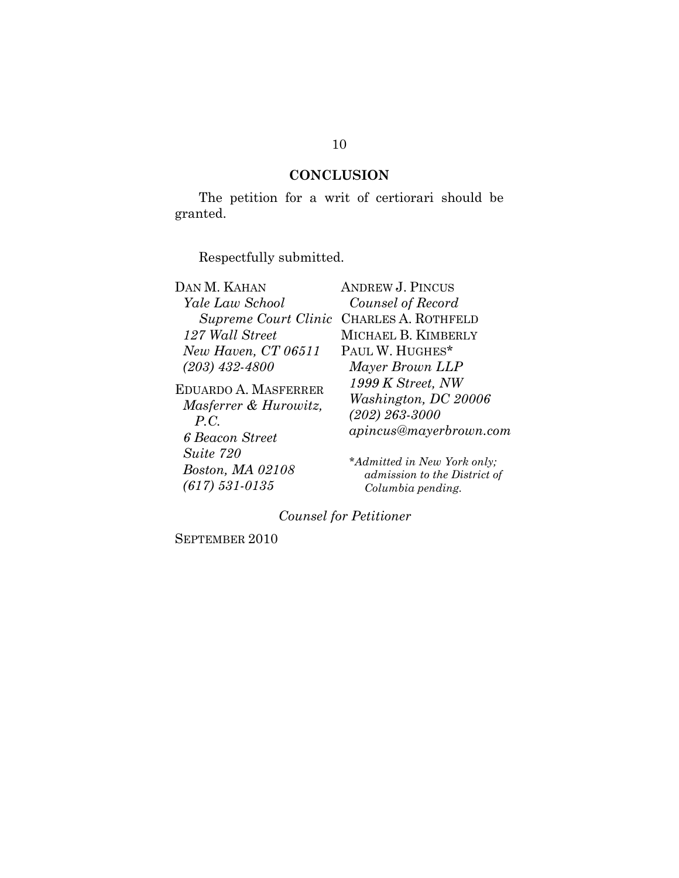## CONCLUSION

The petition for a writ of certiorari should be granted.

Respectfully submitted.

DAN M. KAHAN
*Yale Law School Supreme Court Clinic*
*127 Wall Street*
*New Haven, CT 06511*
*(203) 432-4800*

EDUARDO A. MASFERRER
*Masferrer & Hurowitz, P.C.*
*6 Beacon Street*
*Suite 720*
*Boston, MA 02108*
*(617) 531-0135*

ANDREW J. PINCUS
*Counsel of Record*
CHARLES A. ROTHFELD
MICHAEL B. KIMBERLY
PAUL W. HUGHES*
*Mayer Brown LLP*
*1999 K Street, NW*
*Washington, DC 20006*
*(202) 263-3000*
*apincus@mayerbrown.com*

**Admitted in New York only; admission to the District of Columbia pending.*

*Counsel for Petitioner*

SEPTEMBER 2010